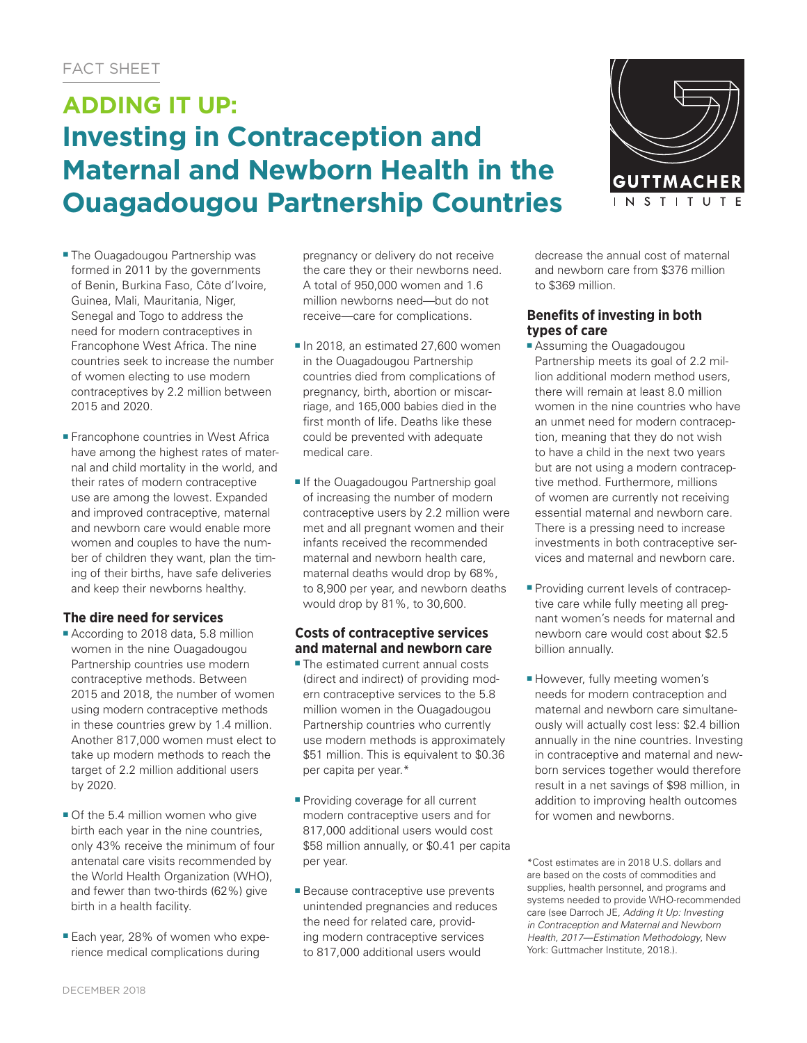FACT SHEET

# ADDING IT UP: Investing in Contraception and Maternal and Newborn Health in the Ouagadougou Partnership Countries

- The Ouagadougou Partnership was formed in 2011 by the governments of Benin, Burkina Faso, Côte d'Ivoire, Guinea, Mali, Mauritania, Niger, Senegal and Togo to address the need for modern contraceptives in Francophone West Africa. The nine countries seek to increase the number of women electing to use modern contraceptives by 2.2 million between 2015 and 2020.

- Francophone countries in West Africa have among the highest rates of maternal and child mortality in the world, and their rates of modern contraceptive use are among the lowest. Expanded and improved contraceptive, maternal and newborn care would enable more women and couples to have the number of children they want, plan the timing of their births, have safe deliveries and keep their newborns healthy.

## The dire need for services

- According to 2018 data, 5.8 million women in the nine Ouagadougou Partnership countries use modern contraceptive methods. Between 2015 and 2018, the number of women using modern contraceptive methods in these countries grew by 1.4 million. Another 817,000 women must elect to take up modern methods to reach the target of 2.2 million additional users by 2020.

- Of the 5.4 million women who give birth each year in the nine countries, only 43% receive the minimum of four antenatal care visits recommended by the World Health Organization (WHO), and fewer than two-thirds (62%) give birth in a health facility.

- Each year, 28% of women who experience medical complications during pregnancy or delivery do not receive the care they or their newborns need. A total of 950,000 women and 1.6 million newborns need—but do not receive—care for complications.

- In 2018, an estimated 27,600 women in the Ouagadougou Partnership countries died from complications of pregnancy, birth, abortion or miscarriage, and 165,000 babies died in the first month of life. Deaths like these could be prevented with adequate medical care.

- If the Ouagadougou Partnership goal of increasing the number of modern contraceptive users by 2.2 million were met and all pregnant women and their infants received the recommended maternal and newborn health care, maternal deaths would drop by 68%, to 8,900 per year, and newborn deaths would drop by 81%, to 30,600.

## Costs of contraceptive services and maternal and newborn care

- The estimated current annual costs (direct and indirect) of providing modern contraceptive services to the 5.8 million women in the Ouagadougou Partnership countries who currently use modern methods is approximately $51 million. This is equivalent to $0.36 per capita per year.*

- Providing coverage for all current modern contraceptive users and for 817,000 additional users would cost $58 million annually, or $0.41 per capita per year.

- Because contraceptive use prevents unintended pregnancies and reduces the need for related care, providing modern contraceptive services to 817,000 additional users would decrease the annual cost of maternal and newborn care from $376 million to $369 million.

## Benefits of investing in both types of care

- Assuming the Ouagadougou Partnership meets its goal of 2.2 million additional modern method users, there will remain at least 8.0 million women in the nine countries who have an unmet need for modern contraception, meaning that they do not wish to have a child in the next two years but are not using a modern contraceptive method. Furthermore, millions of women are currently not receiving essential maternal and newborn care. There is a pressing need to increase investments in both contraceptive services and maternal and newborn care.

- Providing current levels of contraceptive care while fully meeting all pregnant women's needs for maternal and newborn care would cost about $2.5 billion annually.

- However, fully meeting women's needs for modern contraception and maternal and newborn care simultaneously will actually cost less: $2.4 billion annually in the nine countries. Investing in contraceptive and maternal and newborn services together would therefore result in a net savings of $98 million, in addition to improving health outcomes for women and newborns.

*Cost estimates are in 2018 U.S. dollars and are based on the costs of commodities and supplies, health personnel, and programs and systems needed to provide WHO-recommended care (see Darroch JE, *Adding It Up: Investing in Contraception and Maternal and Newborn Health, 2017—Estimation Methodology*, New York: Guttmacher Institute, 2018.).

DECEMBER 2018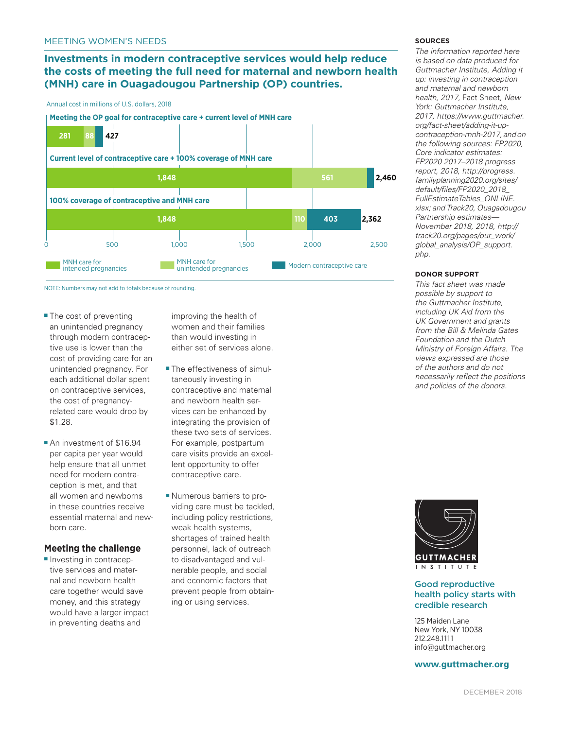MEETING WOMEN'S NEEDS

## Investments in modern contraceptive services would help reduce the costs of meeting the full need for maternal and newborn health (MNH) care in Ouagadougou Partnership (OP) countries.

Annual cost in millions of U.S. dollars, 2018

Meeting the OP goal for contraceptive care + current level of MNH care

281 88 427

Current level of contraceptive care + 100% coverage of MNH care

1,848 561 2,460

100% coverage of contraceptive and MNH care

1,848 110 403 2,362

0 500 1,000 1,500 2,000 2,500

MNH care for intended pregnancies

MNH care for unintended pregnancies

Modern contraceptive care

NOTE: Numbers may not add to totals because of rounding.

- The cost of preventing an unintended pregnancy through modern contraceptive use is lower than the cost of providing care for an unintended pregnancy. For each additional dollar spent on contraceptive services, the cost of pregnancy-related care would drop by $1.28.
- An investment of $16.94 per capita per year would help ensure that all unmet need for modern contraception is met, and that all women and newborns in these countries receive essential maternal and newborn care.

### Meeting the challenge

- Investing in contraceptive services and maternal and newborn health care together would save money, and this strategy would have a larger impact in preventing deaths and improving the health of women and their families than would investing in either set of services alone.
- The effectiveness of simultaneously investing in contraceptive and maternal and newborn health services can be enhanced by integrating the provision of these two sets of services. For example, postpartum care visits provide an excellent opportunity to offer contraceptive care.
- Numerous barriers to providing care must be tackled, including policy restrictions, weak health systems, shortages of trained health personnel, lack of outreach to disadvantaged and vulnerable people, and social and economic factors that prevent people from obtaining or using services.

**SOURCES**

*The information reported here is based on data produced for Guttmacher Institute, Adding it up: investing in contraception and maternal and newborn health, 2017,* Fact Sheet, *New York: Guttmacher Institute, 2017, https://www.guttmacher.org/fact-sheet/adding-it-up-contraception-mnh-2017, and on the following sources: FP2020, Core indicator estimates: FP2020 2017–2018 progress report, 2018, http://progress.familyplanning2020.org/sites/default/files/FP2020_2018_FullEstimateTables_ONLINE.xlsx; and Track20, Ouagadougou Partnership estimates—November 2018, 2018, http://track20.org/pages/our_work/global_analysis/OP_support.php.*

**DONOR SUPPORT**

*This fact sheet was made possible by support to the Guttmacher Institute, including UK Aid from the UK Government and grants from the Bill & Melinda Gates Foundation and the Dutch Ministry of Foreign Affairs. The views expressed are those of the authors and do not necessarily reflect the positions and policies of the donors.*

GUTTMACHER INSTITUTE

**Good reproductive health policy starts with credible research**

125 Maiden Lane
New York, NY 10038
212.248.1111
info@guttmacher.org

**www.guttmacher.org**

DECEMBER 2018